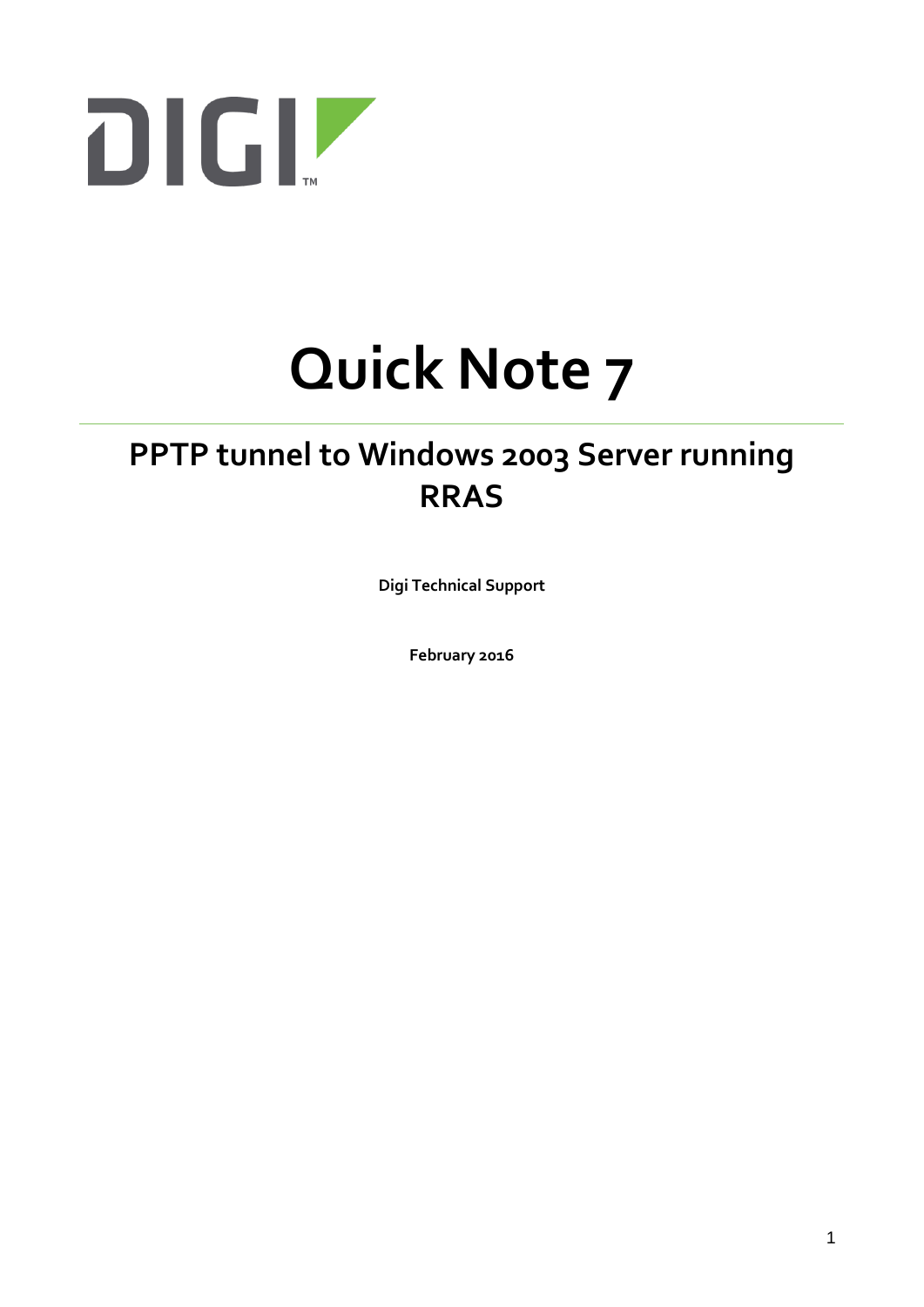DIGI

# Quick Note 7

## PPTP tunnel to Windows 2003 Server running RRAS

**Digi Technical Support**

**February 2016**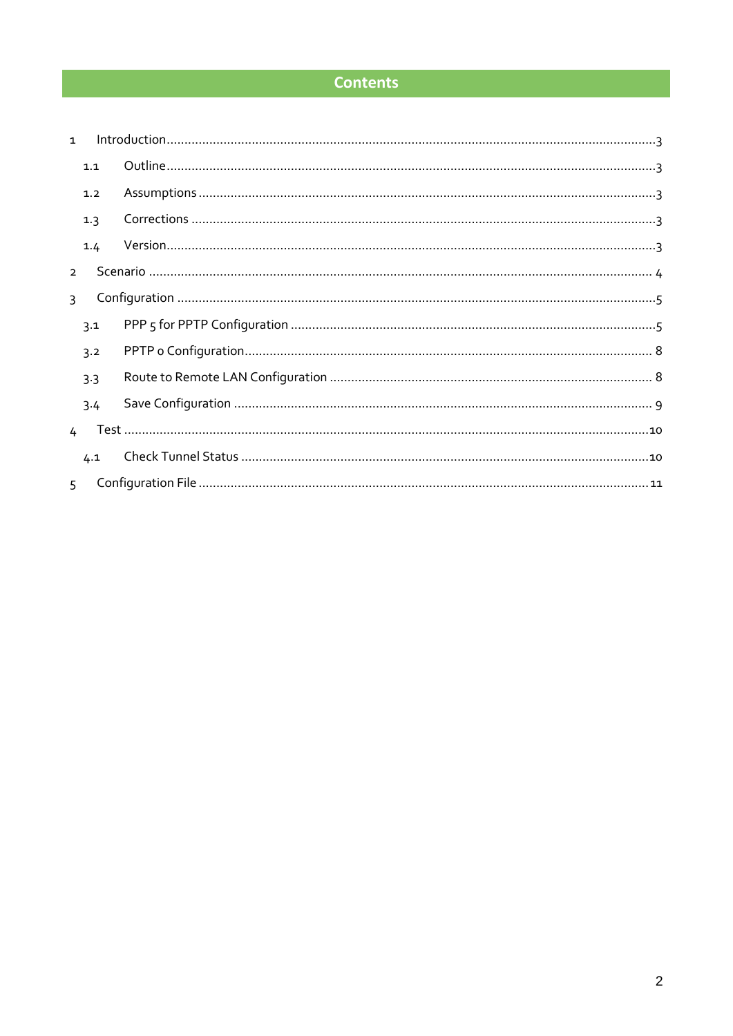# Contents

1 Introduction ........................................................................................................................ 3

  1.1 Outline ........................................................................................................................ 3

  1.2 Assumptions ................................................................................................................ 3

  1.3 Corrections .................................................................................................................. 3

  1.4 Version ........................................................................................................................ 3

2 Scenario ............................................................................................................................ 4

3 Configuration ..................................................................................................................... 5

  3.1 PPP 5 for PPTP Configuration ....................................................................................... 5

  3.2 PPTP 0 Configuration ................................................................................................... 8

  3.3 Route to Remote LAN Configuration ............................................................................ 8

  3.4 Save Configuration ....................................................................................................... 9

4 Test .................................................................................................................................. 10

  4.1 Check Tunnel Status ................................................................................................... 10

5 Configuration File ............................................................................................................ 11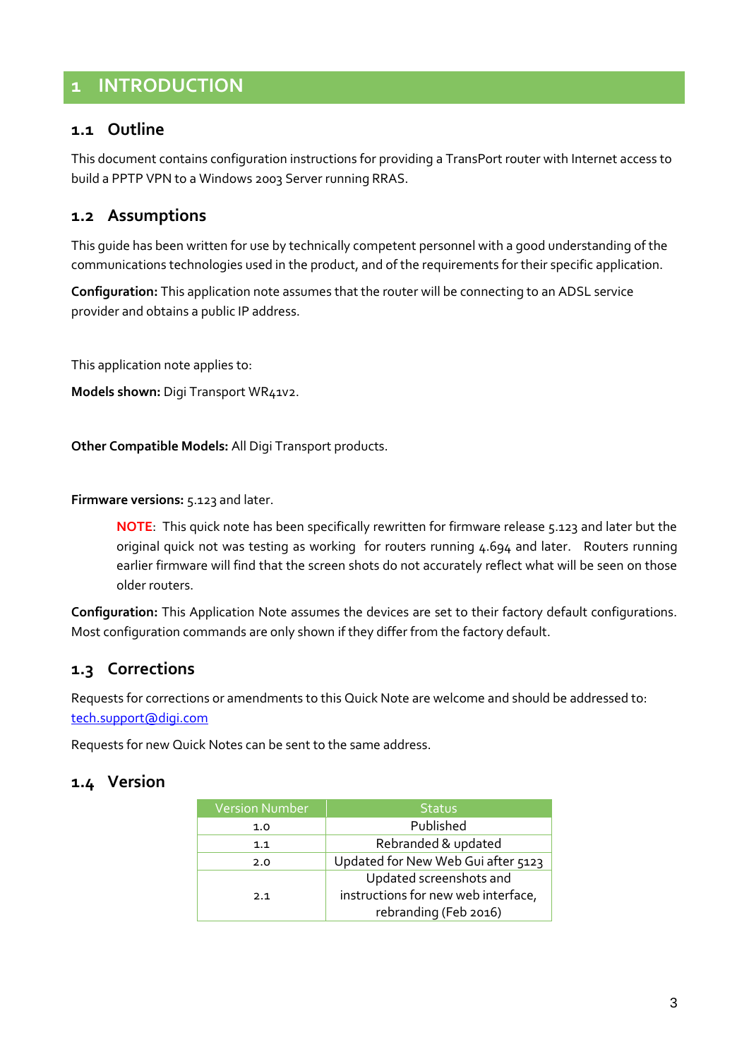# 1 INTRODUCTION

## 1.1 Outline

This document contains configuration instructions for providing a TransPort router with Internet access to build a PPTP VPN to a Windows 2003 Server running RRAS.

## 1.2 Assumptions

This guide has been written for use by technically competent personnel with a good understanding of the communications technologies used in the product, and of the requirements for their specific application.

**Configuration:** This application note assumes that the router will be connecting to an ADSL service provider and obtains a public IP address.

This application note applies to:

**Models shown:** Digi Transport WR41v2.

**Other Compatible Models:** All Digi Transport products.

**Firmware versions:** 5.123 and later.

> **NOTE**: This quick note has been specifically rewritten for firmware release 5.123 and later but the original quick not was testing as working for routers running 4.694 and later. Routers running earlier firmware will find that the screen shots do not accurately reflect what will be seen on those older routers.

**Configuration:** This Application Note assumes the devices are set to their factory default configurations. Most configuration commands are only shown if they differ from the factory default.

## 1.3 Corrections

Requests for corrections or amendments to this Quick Note are welcome and should be addressed to: tech.support@digi.com

Requests for new Quick Notes can be sent to the same address.

## 1.4 Version

| Version Number | Status |
|---|---|
| 1.0 | Published |
| 1.1 | Rebranded & updated |
| 2.0 | Updated for New Web Gui after 5123 |
| 2.1 | Updated screenshots and instructions for new web interface, rebranding (Feb 2016) |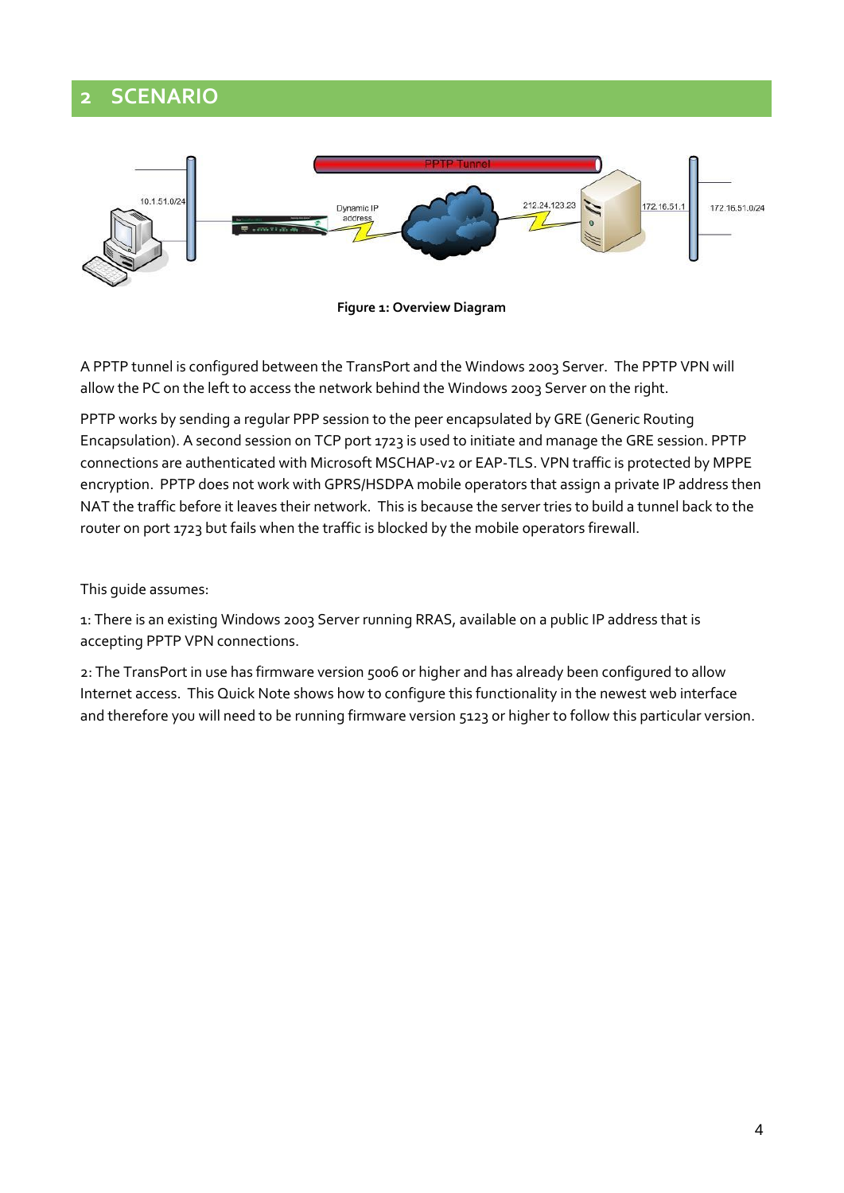## 2 SCENARIO

**Figure 1: Overview Diagram**

A PPTP tunnel is configured between the TransPort and the Windows 2003 Server. The PPTP VPN will allow the PC on the left to access the network behind the Windows 2003 Server on the right.

PPTP works by sending a regular PPP session to the peer encapsulated by GRE (Generic Routing Encapsulation). A second session on TCP port 1723 is used to initiate and manage the GRE session. PPTP connections are authenticated with Microsoft MSCHAP-v2 or EAP-TLS. VPN traffic is protected by MPPE encryption. PPTP does not work with GPRS/HSDPA mobile operators that assign a private IP address then NAT the traffic before it leaves their network. This is because the server tries to build a tunnel back to the router on port 1723 but fails when the traffic is blocked by the mobile operators firewall.

This guide assumes:

1: There is an existing Windows 2003 Server running RRAS, available on a public IP address that is accepting PPTP VPN connections.

2: The TransPort in use has firmware version 5006 or higher and has already been configured to allow Internet access. This Quick Note shows how to configure this functionality in the newest web interface and therefore you will need to be running firmware version 5123 or higher to follow this particular version.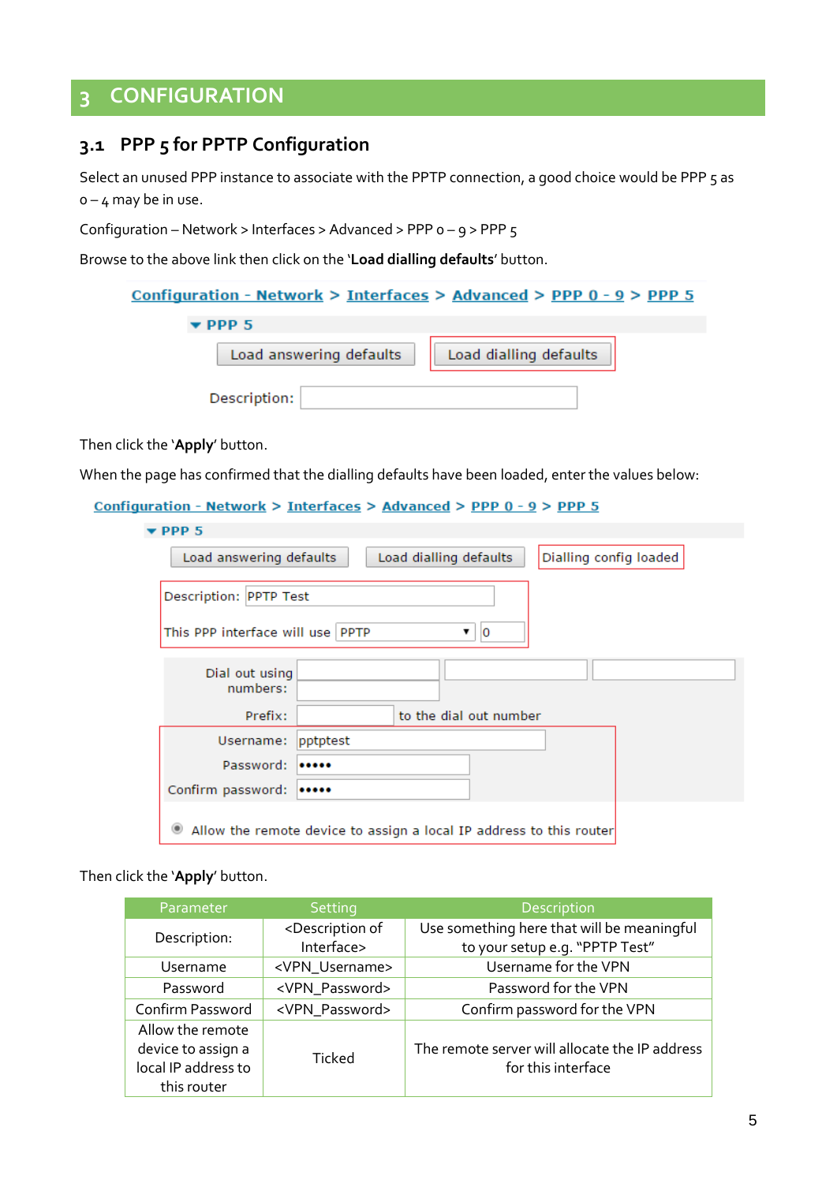# 3 CONFIGURATION

## 3.1 PPP 5 for PPTP Configuration

Select an unused PPP instance to associate with the PPTP connection, a good choice would be PPP 5 as 0 – 4 may be in use.

Configuration – Network > Interfaces > Advanced > PPP 0 – 9 > PPP 5

Browse to the above link then click on the '**Load dialling defaults**' button.

Then click the '**Apply**' button.

When the page has confirmed that the dialling defaults have been loaded, enter the values below:

Then click the '**Apply**' button.

| Parameter | Setting | Description |
|---|---|---|
| Description: | <Description of Interface> | Use something here that will be meaningful to your setup e.g. "PPTP Test" |
| Username | <VPN_Username> | Username for the VPN |
| Password | <VPN_Password> | Password for the VPN |
| Confirm Password | <VPN_Password> | Confirm password for the VPN |
| Allow the remote device to assign a local IP address to this router | Ticked | The remote server will allocate the IP address for this interface |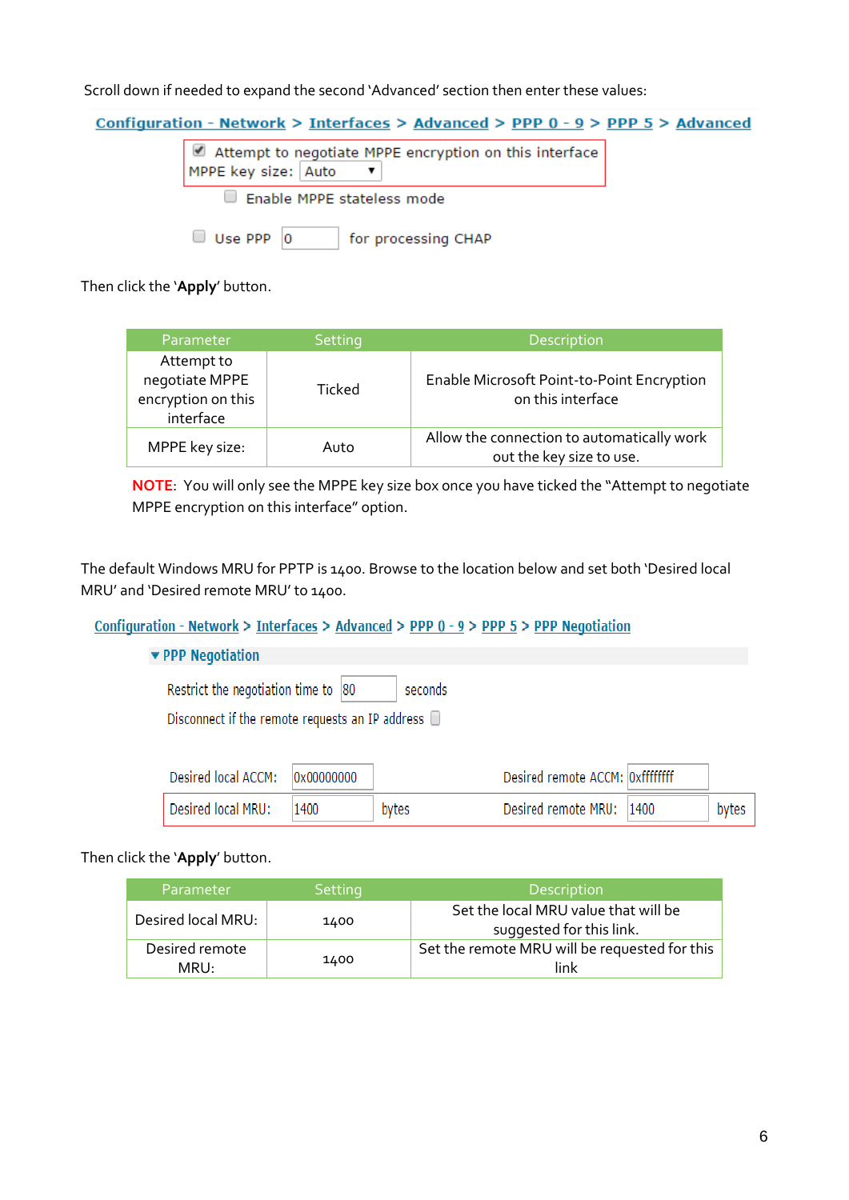Scroll down if needed to expand the second 'Advanced' section then enter these values:

Configuration - Network > Interfaces > Advanced > PPP 0 - 9 > PPP 5 > Advanced

☑ Attempt to negotiate MPPE encryption on this interface
MPPE key size: Auto

☐ Enable MPPE stateless mode

☐ Use PPP 0 for processing CHAP

Then click the '**Apply**' button.

| Parameter | Setting | Description |
|---|---|---|
| Attempt to negotiate MPPE encryption on this interface | Ticked | Enable Microsoft Point-to-Point Encryption on this interface |
| MPPE key size: | Auto | Allow the connection to automatically work out the key size to use. |

**NOTE**: You will only see the MPPE key size box once you have ticked the "Attempt to negotiate MPPE encryption on this interface" option.

The default Windows MRU for PPTP is 1400. Browse to the location below and set both 'Desired local MRU' and 'Desired remote MRU' to 1400.

Configuration - Network > Interfaces > Advanced > PPP 0 - 9 > PPP 5 > PPP Negotiation

▼ PPP Negotiation

Restrict the negotiation time to 80 seconds

Disconnect if the remote requests an IP address ☐

Desired local ACCM: 0x00000000 Desired remote ACCM: 0xffffffff

Desired local MRU: 1400 bytes Desired remote MRU: 1400 bytes

Then click the '**Apply**' button.

| Parameter | Setting | Description |
|---|---|---|
| Desired local MRU: | 1400 | Set the local MRU value that will be suggested for this link. |
| Desired remote MRU: | 1400 | Set the remote MRU will be requested for this link |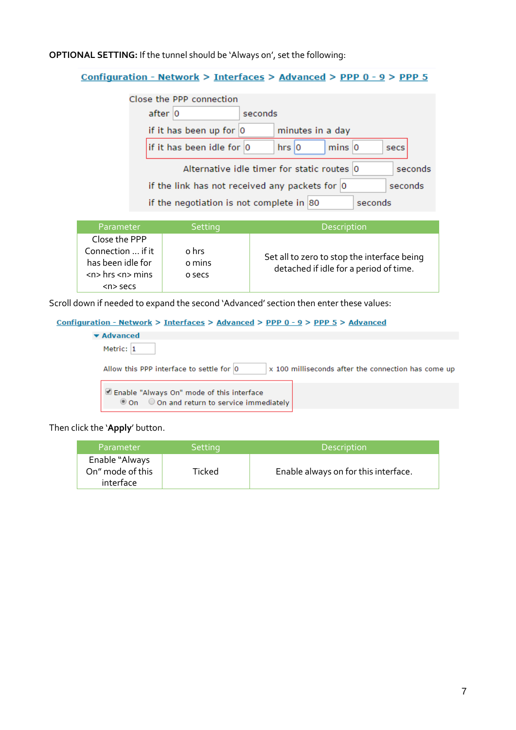**OPTIONAL SETTING:** If the tunnel should be 'Always on', set the following:

Configuration - Network > Interfaces > Advanced > PPP 0 - 9 > PPP 5

Close the PPP connection

after 0 seconds

if it has been up for 0 minutes in a day

if it has been idle for 0 hrs 0 mins 0 secs

Alternative idle timer for static routes 0 seconds

if the link has not received any packets for 0 seconds

if the negotiation is not complete in 80 seconds

| Parameter | Setting | Description |
|---|---|---|
| Close the PPP Connection ... if it has been idle for <n> hrs <n> mins <n> secs | 0 hrs<br>0 mins<br>0 secs | Set all to zero to stop the interface being detached if idle for a period of time. |

Scroll down if needed to expand the second 'Advanced' section then enter these values:

Configuration - Network > Interfaces > Advanced > PPP 0 - 9 > PPP 5 > Advanced

Advanced

Metric: 1

Allow this PPP interface to settle for 0 x 100 milliseconds after the connection has come up

☑ Enable "Always On" mode of this interface
◉ On ○ On and return to service immediately

Then click the '**Apply**' button.

| Parameter | Setting | Description |
|---|---|---|
| Enable "Always On" mode of this interface | Ticked | Enable always on for this interface. |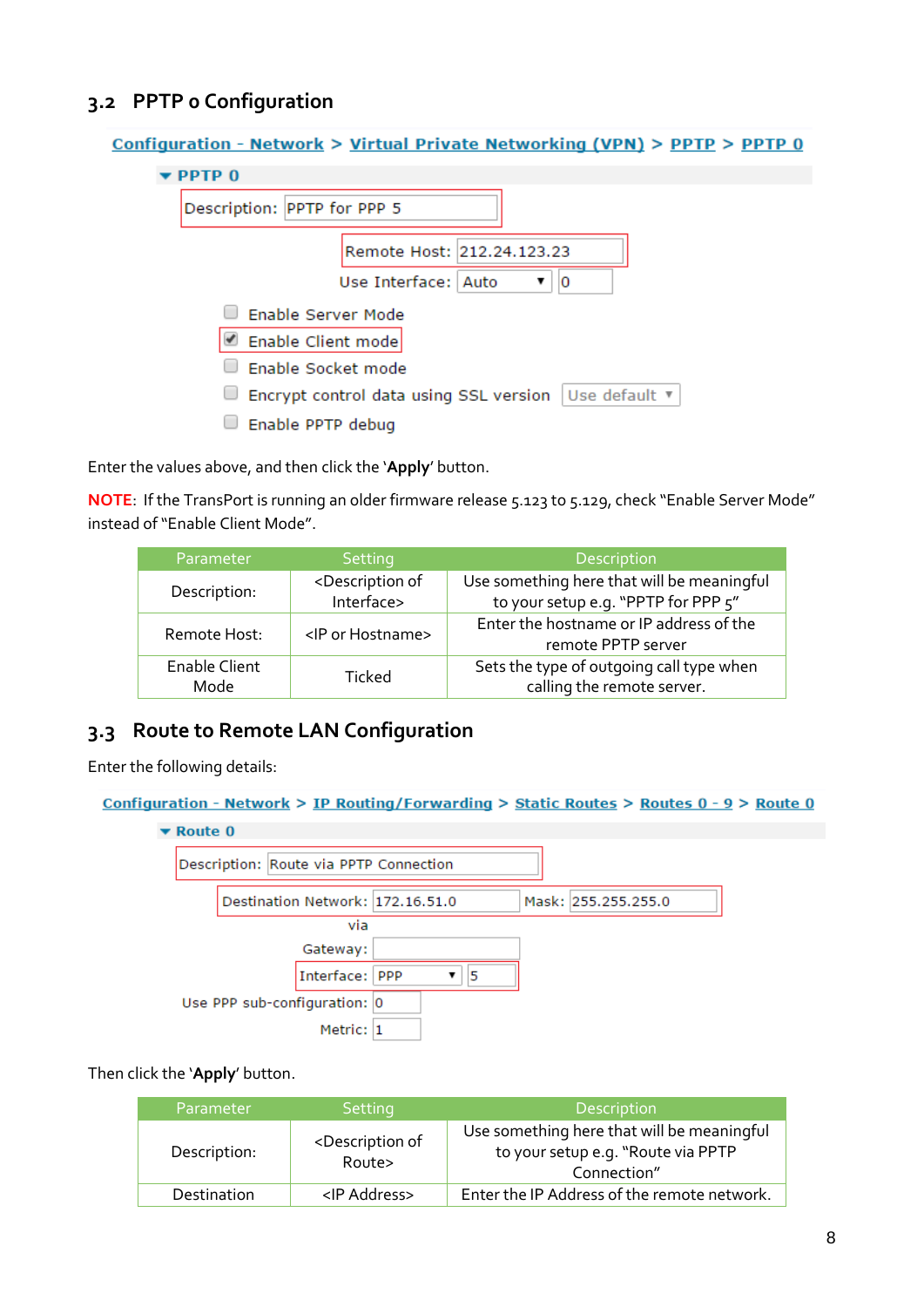## 3.2 PPTP 0 Configuration

Configuration - Network > Virtual Private Networking (VPN) > PPTP > PPTP 0

▼ PPTP 0

Description: PPTP for PPP 5

Remote Host: 212.24.123.23

Use Interface: Auto ▼ 0

☐ Enable Server Mode

☑ Enable Client mode

☐ Enable Socket mode

☐ Encrypt control data using SSL version Use default ▼

☐ Enable PPTP debug

Enter the values above, and then click the '**Apply**' button.

NOTE: If the TransPort is running an older firmware release 5.123 to 5.129, check "Enable Server Mode" instead of "Enable Client Mode".

| Parameter | Setting | Description |
|---|---|---|
| Description: | <Description of Interface> | Use something here that will be meaningful to your setup e.g. "PPTP for PPP 5" |
| Remote Host: | <IP or Hostname> | Enter the hostname or IP address of the remote PPTP server |
| Enable Client Mode | Ticked | Sets the type of outgoing call type when calling the remote server. |

## 3.3 Route to Remote LAN Configuration

Enter the following details:

Configuration - Network > IP Routing/Forwarding > Static Routes > Routes 0 - 9 > Route 0

▼ Route 0

Description: Route via PPTP Connection

Destination Network: 172.16.51.0 Mask: 255.255.255.0

via

Gateway:

Interface: PPP ▼ 5

Use PPP sub-configuration: 0

Metric: 1

Then click the '**Apply**' button.

| Parameter | Setting | Description |
|---|---|---|
| Description: | <Description of Route> | Use something here that will be meaningful to your setup e.g. "Route via PPTP Connection" |
| Destination | <IP Address> | Enter the IP Address of the remote network. |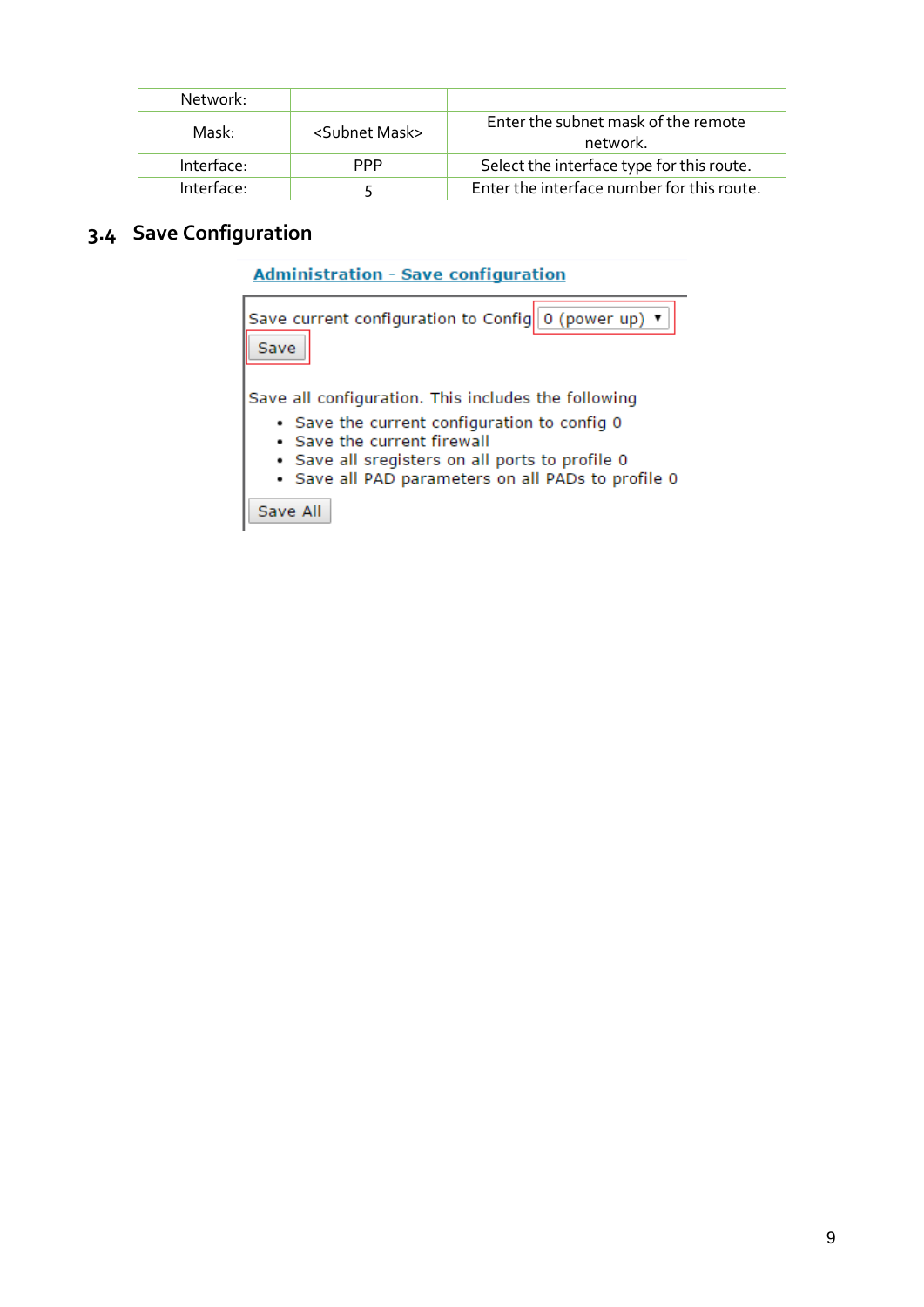| Network: | | |
|---|---|---|
| Mask: | <Subnet Mask> | Enter the subnet mask of the remote network. |
| Interface: | PPP | Select the interface type for this route. |
| Interface: | 5 | Enter the interface number for this route. |

## 3.4 Save Configuration

**Administration - Save configuration**

Save current configuration to Config [0 (power up) ▼]

[Save]

Save all configuration. This includes the following

- Save the current configuration to config 0
- Save the current firewall
- Save all sregisters on all ports to profile 0
- Save all PAD parameters on all PADs to profile 0

[Save All]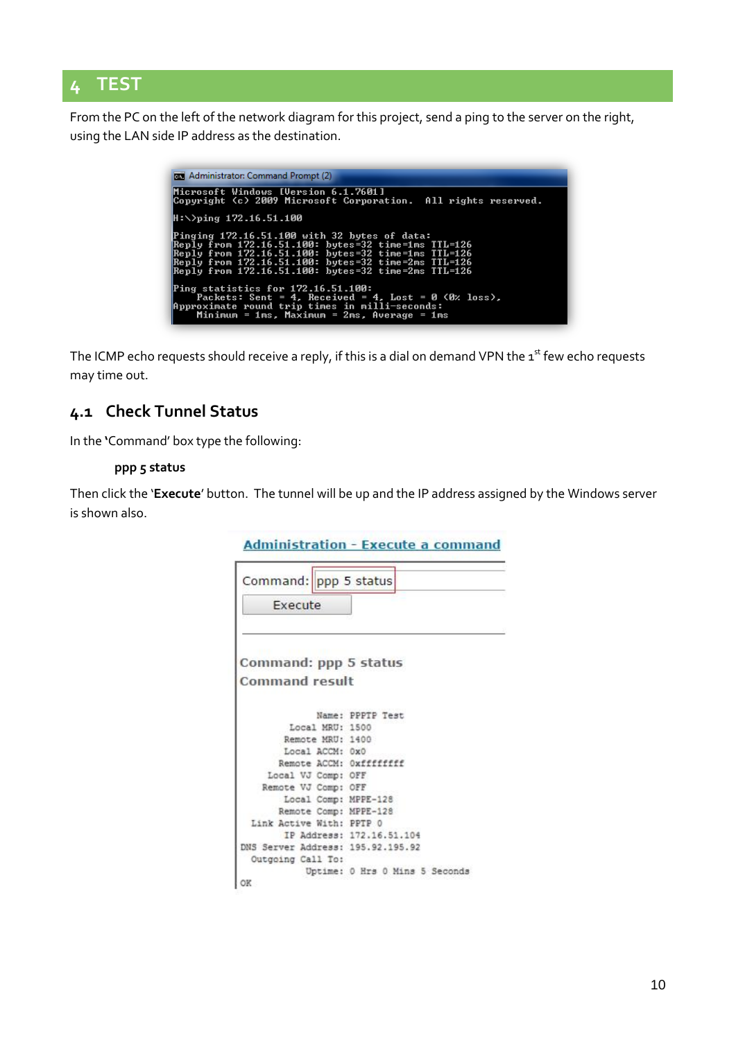# 4 TEST

From the PC on the left of the network diagram for this project, send a ping to the server on the right, using the LAN side IP address as the destination.

```
Administrator: Command Prompt (2)
Microsoft Windows [Version 6.1.7601]
Copyright (c) 2009 Microsoft Corporation.  All rights reserved.

H:\>ping 172.16.51.100

Pinging 172.16.51.100 with 32 bytes of data:
Reply from 172.16.51.100: bytes=32 time=1ms TTL=126
Reply from 172.16.51.100: bytes=32 time=1ms TTL=126
Reply from 172.16.51.100: bytes=32 time=2ms TTL=126
Reply from 172.16.51.100: bytes=32 time=2ms TTL=126

Ping statistics for 172.16.51.100:
    Packets: Sent = 4, Received = 4, Lost = 0 (0% loss),
Approximate round trip times in milli-seconds:
    Minimum = 1ms, Maximum = 2ms, Average = 1ms
```

The ICMP echo requests should receive a reply, if this is a dial on demand VPN the 1st few echo requests may time out.

## 4.1 Check Tunnel Status

In the 'Command' box type the following:

**ppp 5 status**

Then click the '**Execute**' button. The tunnel will be up and the IP address assigned by the Windows server is shown also.

```
Administration - Execute a command

Command: ppp 5 status
[Execute]

Command: ppp 5 status
Command result

             Name: PPPTP Test
        Local MRU: 1500
       Remote MRU: 1400
       Local ACCM: 0x0
      Remote ACCM: 0xffffffff
    Local VJ Comp: OFF
   Remote VJ Comp: OFF
       Local Comp: MPPE-128
      Remote Comp: MPPE-128
 Link Active With: PPTP 0
       IP Address: 172.16.51.104
DNS Server Address: 195.92.195.92
 Outgoing Call To:
           Uptime: 0 Hrs 0 Mins 5 Seconds
OK
```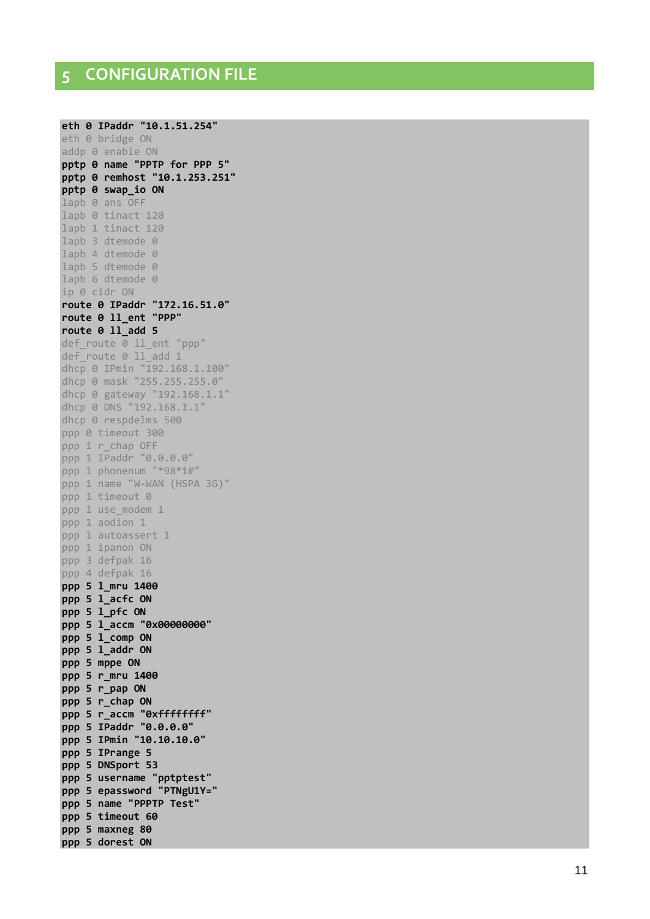# 5 CONFIGURATION FILE

```
eth 0 IPaddr "10.1.51.254"
eth 0 bridge ON
addp 0 enable ON
pptp 0 name "PPTP for PPP 5"
pptp 0 remhost "10.1.253.251"
pptp 0 swap_io ON
lapb 0 ans OFF
lapb 0 tinact 120
lapb 1 tinact 120
lapb 3 dtemode 0
lapb 4 dtemode 0
lapb 5 dtemode 0
lapb 6 dtemode 0
ip 0 cidr ON
route 0 IPaddr "172.16.51.0"
route 0 ll_ent "PPP"
route 0 ll_add 5
def_route 0 ll_ent "ppp"
def_route 0 ll_add 1
dhcp 0 IPmin "192.168.1.100"
dhcp 0 mask "255.255.255.0"
dhcp 0 gateway "192.168.1.1"
dhcp 0 DNS "192.168.1.1"
dhcp 0 respdelms 500
ppp 0 timeout 300
ppp 1 r_chap OFF
ppp 1 IPaddr "0.0.0.0"
ppp 1 phonenum "*98*1#"
ppp 1 name "W-WAN (HSPA 3G)"
ppp 1 timeout 0
ppp 1 use_modem 1
ppp 1 aodion 1
ppp 1 autoassert 1
ppp 1 ipanon ON
ppp 3 defpak 16
ppp 4 defpak 16
ppp 5 l_mru 1400
ppp 5 l_acfc ON
ppp 5 l_pfc ON
ppp 5 l_accm "0x00000000"
ppp 5 l_comp ON
ppp 5 l_addr ON
ppp 5 mppe ON
ppp 5 r_mru 1400
ppp 5 r_pap ON
ppp 5 r_chap ON
ppp 5 r_accm "0xffffffff"
ppp 5 IPaddr "0.0.0.0"
ppp 5 IPmin "10.10.10.0"
ppp 5 IPrange 5
ppp 5 DNSport 53
ppp 5 username "pptptest"
ppp 5 epassword "PTNgU1Y="
ppp 5 name "PPPTP Test"
ppp 5 timeout 60
ppp 5 maxneg 80
ppp 5 dorest ON
```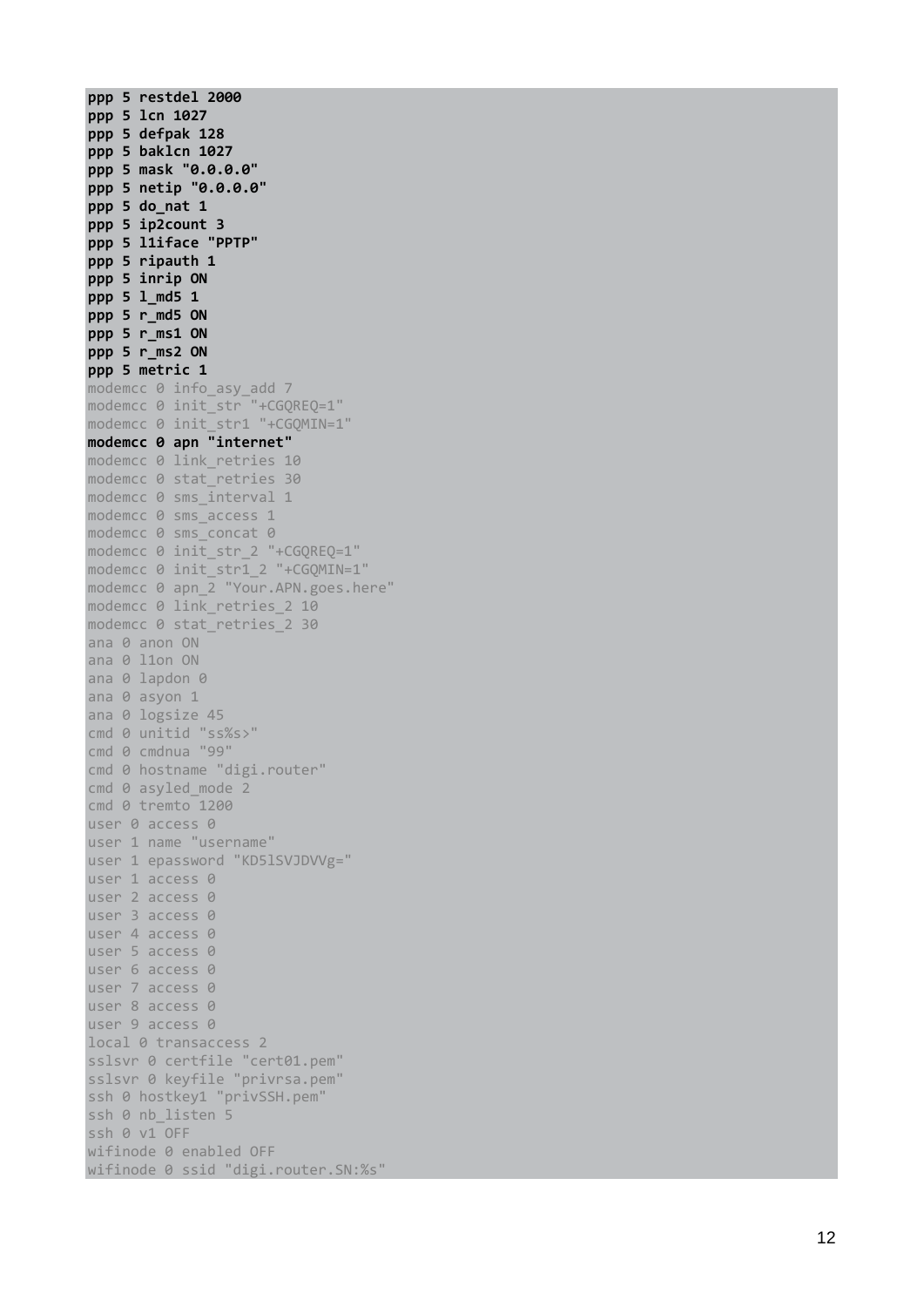```
ppp 5 restdel 2000
ppp 5 lcn 1027
ppp 5 defpak 128
ppp 5 baklcn 1027
ppp 5 mask "0.0.0.0"
ppp 5 netip "0.0.0.0"
ppp 5 do_nat 1
ppp 5 ip2count 3
ppp 5 l1iface "PPTP"
ppp 5 ripauth 1
ppp 5 inrip ON
ppp 5 l_md5 1
ppp 5 r_md5 ON
ppp 5 r_ms1 ON
ppp 5 r_ms2 ON
ppp 5 metric 1
modemcc 0 info_asy_add 7
modemcc 0 init_str "+CGQREQ=1"
modemcc 0 init_str1 "+CGQMIN=1"
modemcc 0 apn "internet"
modemcc 0 link_retries 10
modemcc 0 stat_retries 30
modemcc 0 sms_interval 1
modemcc 0 sms_access 1
modemcc 0 sms_concat 0
modemcc 0 init_str_2 "+CGQREQ=1"
modemcc 0 init_str1_2 "+CGQMIN=1"
modemcc 0 apn_2 "Your.APN.goes.here"
modemcc 0 link_retries_2 10
modemcc 0 stat_retries_2 30
ana 0 anon ON
ana 0 l1on ON
ana 0 lapdon 0
ana 0 asyon 1
ana 0 logsize 45
cmd 0 unitid "ss%s>"
cmd 0 cmdnua "99"
cmd 0 hostname "digi.router"
cmd 0 asyled_mode 2
cmd 0 tremto 1200
user 0 access 0
user 1 name "username"
user 1 epassword "KD5lSVJDVVg="
user 1 access 0
user 2 access 0
user 3 access 0
user 4 access 0
user 5 access 0
user 6 access 0
user 7 access 0
user 8 access 0
user 9 access 0
local 0 transaccess 2
sslsvr 0 certfile "cert01.pem"
sslsvr 0 keyfile "privrsa.pem"
ssh 0 hostkey1 "privSSH.pem"
ssh 0 nb_listen 5
ssh 0 v1 OFF
wifinode 0 enabled OFF
wifinode 0 ssid "digi.router.SN:%s"
```